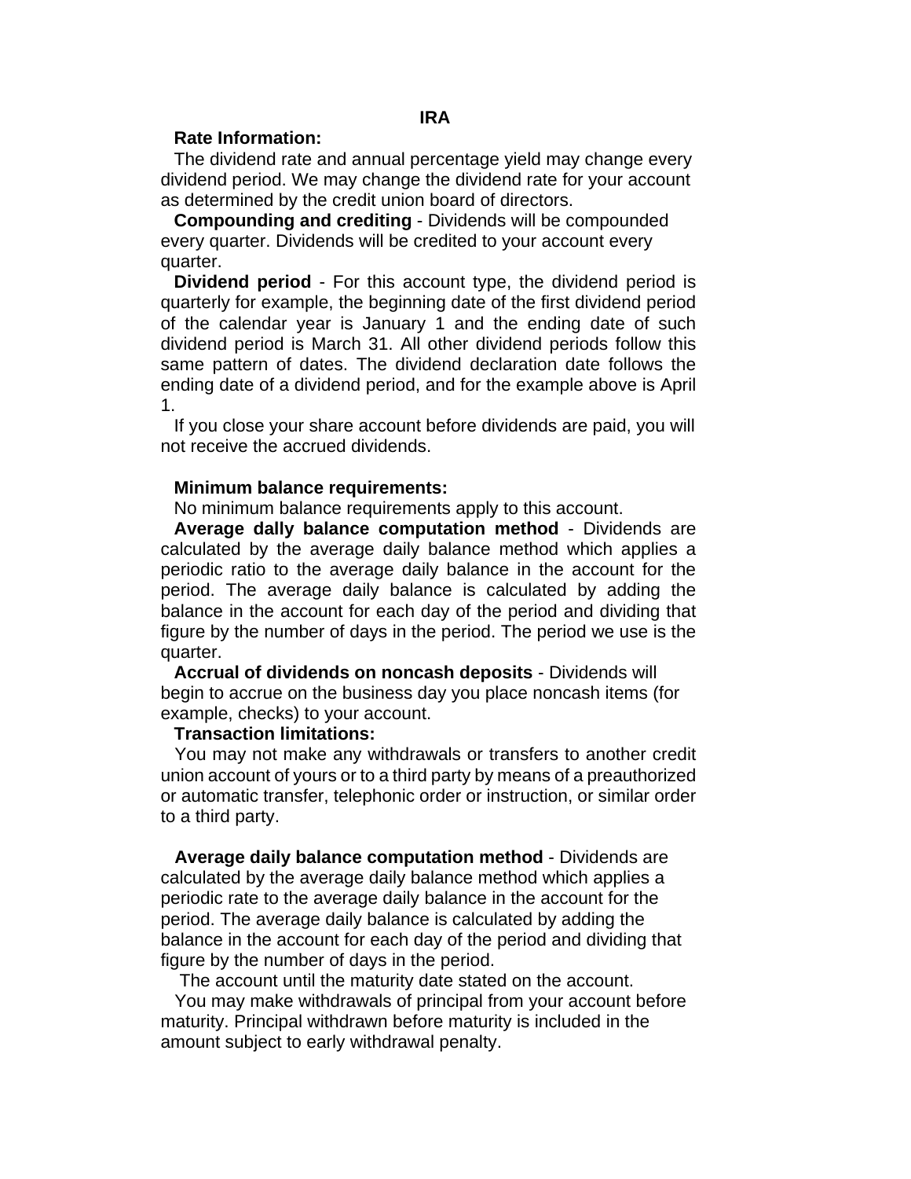# IRA

**Rate Information:**

The dividend rate and annual percentage yield may change every dividend period. We may change the dividend rate for your account as determined by the credit union board of directors.

**Compounding and crediting** - Dividends will be compounded every quarter. Dividends will be credited to your account every quarter.

**Dividend period** - For this account type, the dividend period is quarterly for example, the beginning date of the first dividend period of the calendar year is January 1 and the ending date of such dividend period is March 31. All other dividend periods follow this same pattern of dates. The dividend declaration date follows the ending date of a dividend period, and for the example above is April 1.

If you close your share account before dividends are paid, you will not receive the accrued dividends.

**Minimum balance requirements:**

No minimum balance requirements apply to this account.

**Average daily balance computation method** - Dividends are calculated by the average daily balance method which applies a periodic ratio to the average daily balance in the account for the period. The average daily balance is calculated by adding the balance in the account for each day of the period and dividing that figure by the number of days in the period. The period we use is the quarter.

**Accrual of dividends on noncash deposits** - Dividends will begin to accrue on the business day you place noncash items (for example, checks) to your account.

**Transaction limitations:**

You may not make any withdrawals or transfers to another credit union account of yours or to a third party by means of a preauthorized or automatic transfer, telephonic order or instruction, or similar order to a third party.

**Average daily balance computation method** - Dividends are calculated by the average daily balance method which applies a periodic rate to the average daily balance in the account for the period. The average daily balance is calculated by adding the balance in the account for each day of the period and dividing that figure by the number of days in the period.

The account until the maturity date stated on the account.

You may make withdrawals of principal from your account before maturity. Principal withdrawn before maturity is included in the amount subject to early withdrawal penalty.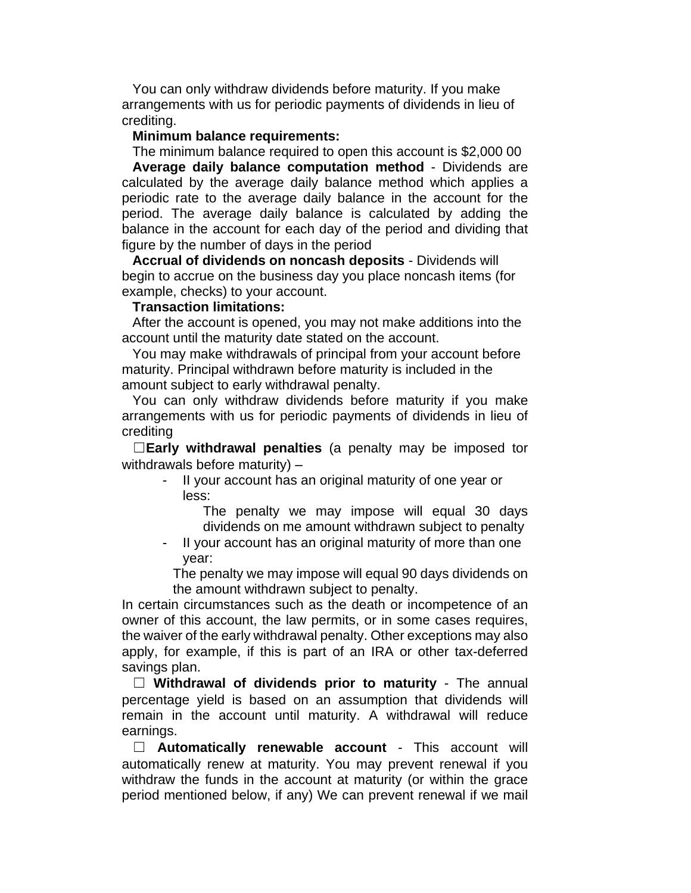You can only withdraw dividends before maturity. If you make arrangements with us for periodic payments of dividends in lieu of crediting.

**Minimum balance requirements:**

The minimum balance required to open this account is $2,000 00

**Average daily balance computation method** - Dividends are calculated by the average daily balance method which applies a periodic rate to the average daily balance in the account for the period. The average daily balance is calculated by adding the balance in the account for each day of the period and dividing that figure by the number of days in the period

**Accrual of dividends on noncash deposits** - Dividends will begin to accrue on the business day you place noncash items (for example, checks) to your account.

**Transaction limitations:**

After the account is opened, you may not make additions into the account until the maturity date stated on the account.

You may make withdrawals of principal from your account before maturity. Principal withdrawn before maturity is included in the amount subject to early withdrawal penalty.

You can only withdraw dividends before maturity if you make arrangements with us for periodic payments of dividends in lieu of crediting

☐**Early withdrawal penalties** (a penalty may be imposed tor withdrawals before maturity) –

- II your account has an original maturity of one year or less:

  The penalty we may impose will equal 30 days dividends on me amount withdrawn subject to penalty

- II your account has an original maturity of more than one year:

  The penalty we may impose will equal 90 days dividends on the amount withdrawn subject to penalty.

In certain circumstances such as the death or incompetence of an owner of this account, the law permits, or in some cases requires, the waiver of the early withdrawal penalty. Other exceptions may also apply, for example, if this is part of an IRA or other tax-deferred savings plan.

☐ **Withdrawal of dividends prior to maturity** - The annual percentage yield is based on an assumption that dividends will remain in the account until maturity. A withdrawal will reduce earnings.

☐ **Automatically renewable account** - This account will automatically renew at maturity. You may prevent renewal if you withdraw the funds in the account at maturity (or within the grace period mentioned below, if any) We can prevent renewal if we mail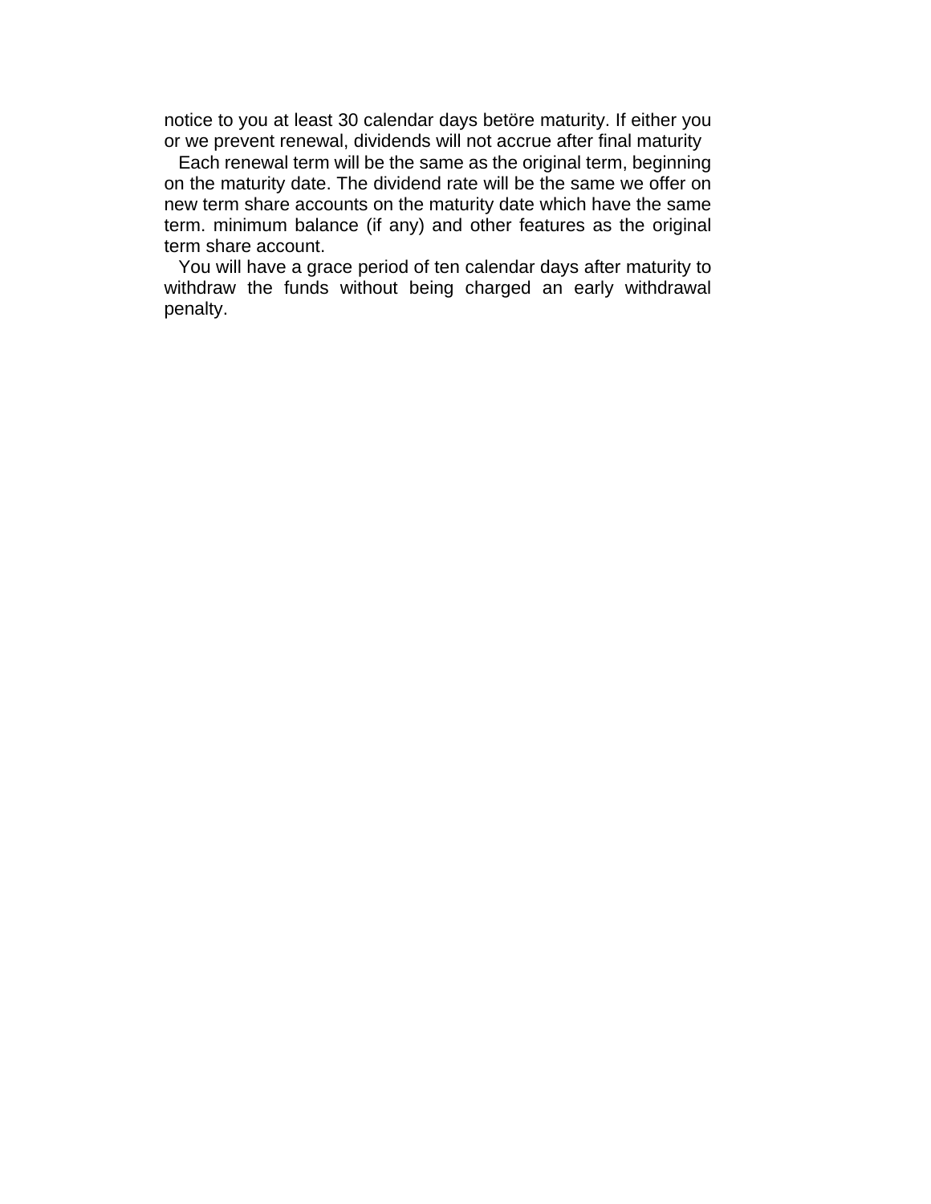notice to you at least 30 calendar days betöre maturity. If either you or we prevent renewal, dividends will not accrue after final maturity

Each renewal term will be the same as the original term, beginning on the maturity date. The dividend rate will be the same we offer on new term share accounts on the maturity date which have the same term. minimum balance (if any) and other features as the original term share account.

You will have a grace period of ten calendar days after maturity to withdraw the funds without being charged an early withdrawal penalty.